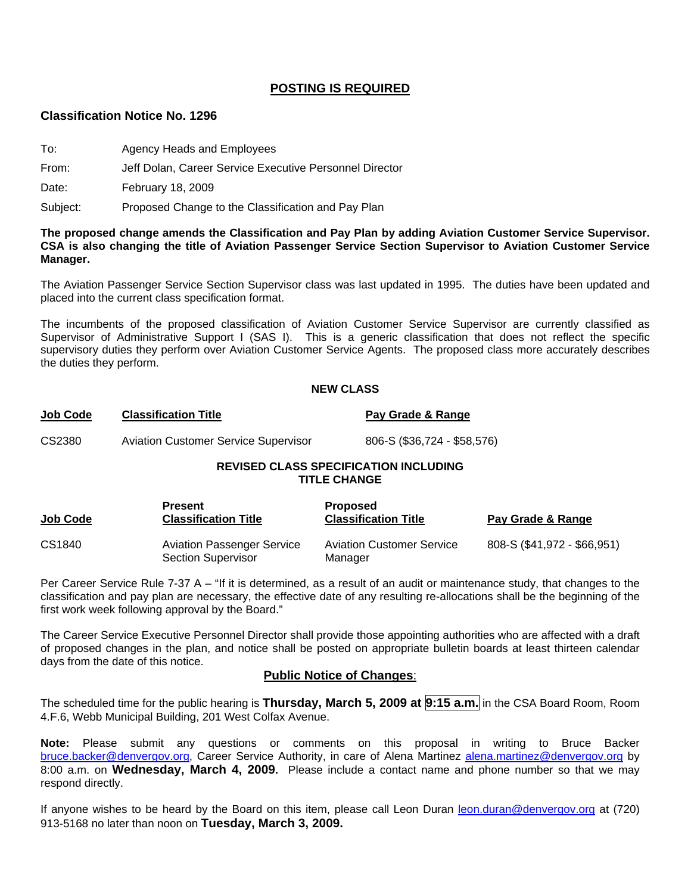## POSTING IS REQUIRED

### Classification Notice No. 1296

To: Agency Heads and Employees

From: Jeff Dolan, Career Service Executive Personnel Director

Date: February 18, 2009

Subject: Proposed Change to the Classification and Pay Plan

**The proposed change amends the Classification and Pay Plan by adding Aviation Customer Service Supervisor. CSA is also changing the title of Aviation Passenger Service Section Supervisor to Aviation Customer Service Manager.**

The Aviation Passenger Service Section Supervisor class was last updated in 1995. The duties have been updated and placed into the current class specification format.

The incumbents of the proposed classification of Aviation Customer Service Supervisor are currently classified as Supervisor of Administrative Support I (SAS I). This is a generic classification that does not reflect the specific supervisory duties they perform over Aviation Customer Service Agents. The proposed class more accurately describes the duties they perform.

**NEW CLASS**

| Job Code | Classification Title | Pay Grade & Range |
|---|---|---|
| CS2380 | Aviation Customer Service Supervisor | 806-S ($36,724 - $58,576) |

**REVISED CLASS SPECIFICATION INCLUDING TITLE CHANGE**

| Job Code | Present Classification Title | Proposed Classification Title | Pay Grade & Range |
|---|---|---|---|
| CS1840 | Aviation Passenger Service Section Supervisor | Aviation Customer Service Manager | 808-S ($41,972 - $66,951) |

Per Career Service Rule 7-37 A – "If it is determined, as a result of an audit or maintenance study, that changes to the classification and pay plan are necessary, the effective date of any resulting re-allocations shall be the beginning of the first work week following approval by the Board."

The Career Service Executive Personnel Director shall provide those appointing authorities who are affected with a draft of proposed changes in the plan, and notice shall be posted on appropriate bulletin boards at least thirteen calendar days from the date of this notice.

**Public Notice of Changes**:

The scheduled time for the public hearing is **Thursday, March 5, 2009 at 9:15 a.m.** in the CSA Board Room, Room 4.F.6, Webb Municipal Building, 201 West Colfax Avenue.

**Note:** Please submit any questions or comments on this proposal in writing to Bruce Backer bruce.backer@denvergov.org, Career Service Authority, in care of Alena Martinez alena.martinez@denvergov.org by 8:00 a.m. on **Wednesday, March 4, 2009.** Please include a contact name and phone number so that we may respond directly.

If anyone wishes to be heard by the Board on this item, please call Leon Duran leon.duran@denvergov.org at (720) 913-5168 no later than noon on **Tuesday, March 3, 2009.**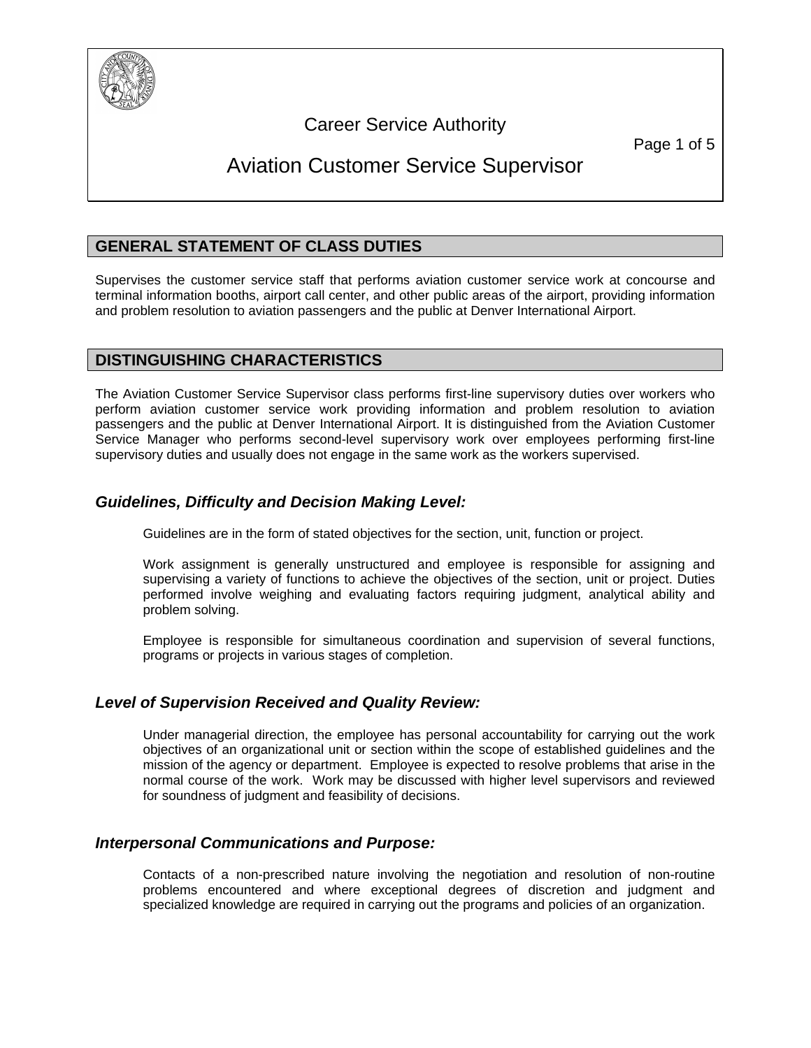# Career Service Authority

# Aviation Customer Service Supervisor

## GENERAL STATEMENT OF CLASS DUTIES

Supervises the customer service staff that performs aviation customer service work at concourse and terminal information booths, airport call center, and other public areas of the airport, providing information and problem resolution to aviation passengers and the public at Denver International Airport.

## DISTINGUISHING CHARACTERISTICS

The Aviation Customer Service Supervisor class performs first-line supervisory duties over workers who perform aviation customer service work providing information and problem resolution to aviation passengers and the public at Denver International Airport. It is distinguished from the Aviation Customer Service Manager who performs second-level supervisory work over employees performing first-line supervisory duties and usually does not engage in the same work as the workers supervised.

### *Guidelines, Difficulty and Decision Making Level:*

Guidelines are in the form of stated objectives for the section, unit, function or project.

Work assignment is generally unstructured and employee is responsible for assigning and supervising a variety of functions to achieve the objectives of the section, unit or project. Duties performed involve weighing and evaluating factors requiring judgment, analytical ability and problem solving.

Employee is responsible for simultaneous coordination and supervision of several functions, programs or projects in various stages of completion.

### *Level of Supervision Received and Quality Review:*

Under managerial direction, the employee has personal accountability for carrying out the work objectives of an organizational unit or section within the scope of established guidelines and the mission of the agency or department. Employee is expected to resolve problems that arise in the normal course of the work. Work may be discussed with higher level supervisors and reviewed for soundness of judgment and feasibility of decisions.

### *Interpersonal Communications and Purpose:*

Contacts of a non-prescribed nature involving the negotiation and resolution of non-routine problems encountered and where exceptional degrees of discretion and judgment and specialized knowledge are required in carrying out the programs and policies of an organization.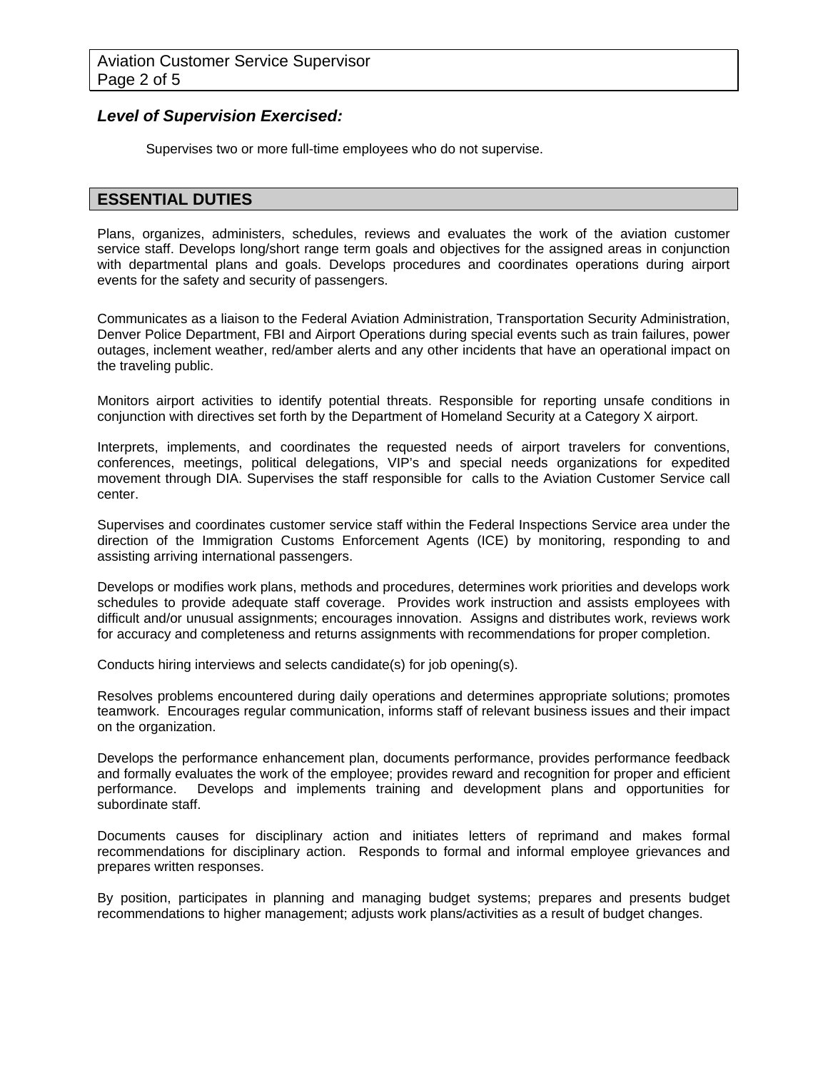### *Level of Supervision Exercised:*

Supervises two or more full-time employees who do not supervise.

## ESSENTIAL DUTIES

Plans, organizes, administers, schedules, reviews and evaluates the work of the aviation customer service staff. Develops long/short range term goals and objectives for the assigned areas in conjunction with departmental plans and goals. Develops procedures and coordinates operations during airport events for the safety and security of passengers.

Communicates as a liaison to the Federal Aviation Administration, Transportation Security Administration, Denver Police Department, FBI and Airport Operations during special events such as train failures, power outages, inclement weather, red/amber alerts and any other incidents that have an operational impact on the traveling public.

Monitors airport activities to identify potential threats. Responsible for reporting unsafe conditions in conjunction with directives set forth by the Department of Homeland Security at a Category X airport.

Interprets, implements, and coordinates the requested needs of airport travelers for conventions, conferences, meetings, political delegations, VIP's and special needs organizations for expedited movement through DIA. Supervises the staff responsible for calls to the Aviation Customer Service call center.

Supervises and coordinates customer service staff within the Federal Inspections Service area under the direction of the Immigration Customs Enforcement Agents (ICE) by monitoring, responding to and assisting arriving international passengers.

Develops or modifies work plans, methods and procedures, determines work priorities and develops work schedules to provide adequate staff coverage. Provides work instruction and assists employees with difficult and/or unusual assignments; encourages innovation. Assigns and distributes work, reviews work for accuracy and completeness and returns assignments with recommendations for proper completion.

Conducts hiring interviews and selects candidate(s) for job opening(s).

Resolves problems encountered during daily operations and determines appropriate solutions; promotes teamwork. Encourages regular communication, informs staff of relevant business issues and their impact on the organization.

Develops the performance enhancement plan, documents performance, provides performance feedback and formally evaluates the work of the employee; provides reward and recognition for proper and efficient performance. Develops and implements training and development plans and opportunities for subordinate staff.

Documents causes for disciplinary action and initiates letters of reprimand and makes formal recommendations for disciplinary action. Responds to formal and informal employee grievances and prepares written responses.

By position, participates in planning and managing budget systems; prepares and presents budget recommendations to higher management; adjusts work plans/activities as a result of budget changes.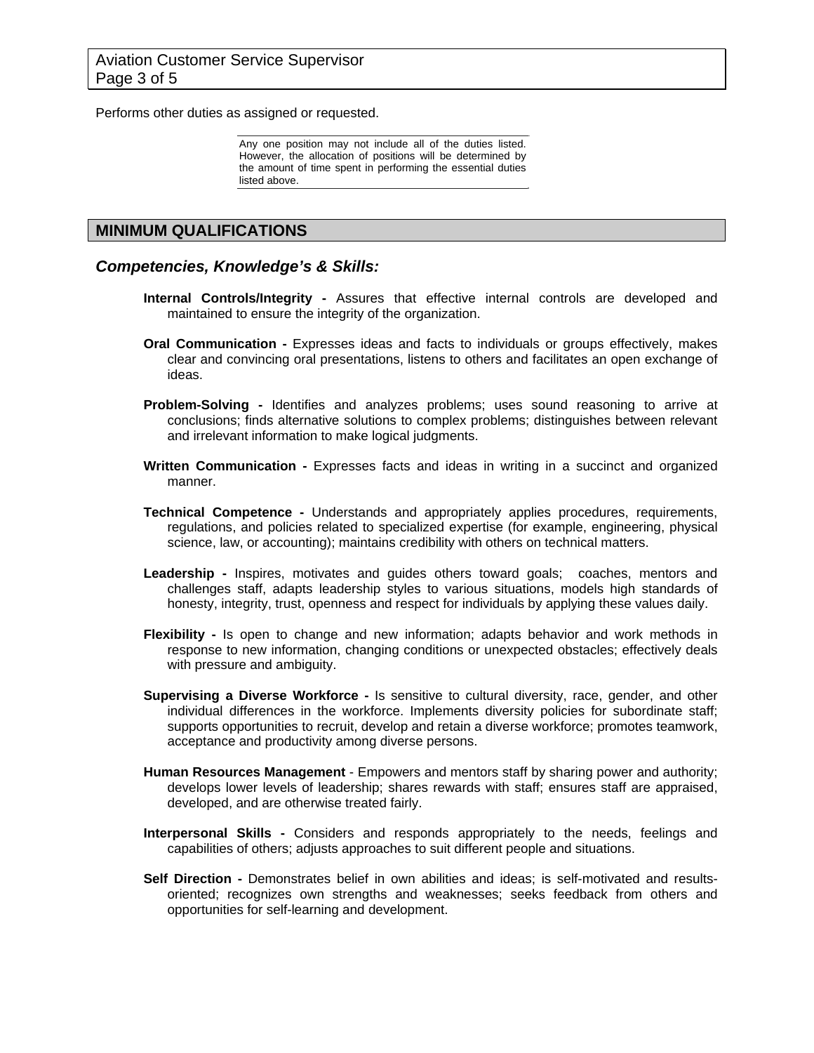Performs other duties as assigned or requested.

Any one position may not include all of the duties listed. However, the allocation of positions will be determined by the amount of time spent in performing the essential duties listed above.

## MINIMUM QUALIFICATIONS

### *Competencies, Knowledge's & Skills:*

**Internal Controls/Integrity -** Assures that effective internal controls are developed and maintained to ensure the integrity of the organization.

**Oral Communication -** Expresses ideas and facts to individuals or groups effectively, makes clear and convincing oral presentations, listens to others and facilitates an open exchange of ideas.

**Problem-Solving -** Identifies and analyzes problems; uses sound reasoning to arrive at conclusions; finds alternative solutions to complex problems; distinguishes between relevant and irrelevant information to make logical judgments.

**Written Communication -** Expresses facts and ideas in writing in a succinct and organized manner.

**Technical Competence -** Understands and appropriately applies procedures, requirements, regulations, and policies related to specialized expertise (for example, engineering, physical science, law, or accounting); maintains credibility with others on technical matters.

**Leadership -** Inspires, motivates and guides others toward goals; coaches, mentors and challenges staff, adapts leadership styles to various situations, models high standards of honesty, integrity, trust, openness and respect for individuals by applying these values daily.

**Flexibility -** Is open to change and new information; adapts behavior and work methods in response to new information, changing conditions or unexpected obstacles; effectively deals with pressure and ambiguity.

**Supervising a Diverse Workforce -** Is sensitive to cultural diversity, race, gender, and other individual differences in the workforce. Implements diversity policies for subordinate staff; supports opportunities to recruit, develop and retain a diverse workforce; promotes teamwork, acceptance and productivity among diverse persons.

**Human Resources Management** - Empowers and mentors staff by sharing power and authority; develops lower levels of leadership; shares rewards with staff; ensures staff are appraised, developed, and are otherwise treated fairly.

**Interpersonal Skills -** Considers and responds appropriately to the needs, feelings and capabilities of others; adjusts approaches to suit different people and situations.

**Self Direction -** Demonstrates belief in own abilities and ideas; is self-motivated and results-oriented; recognizes own strengths and weaknesses; seeks feedback from others and opportunities for self-learning and development.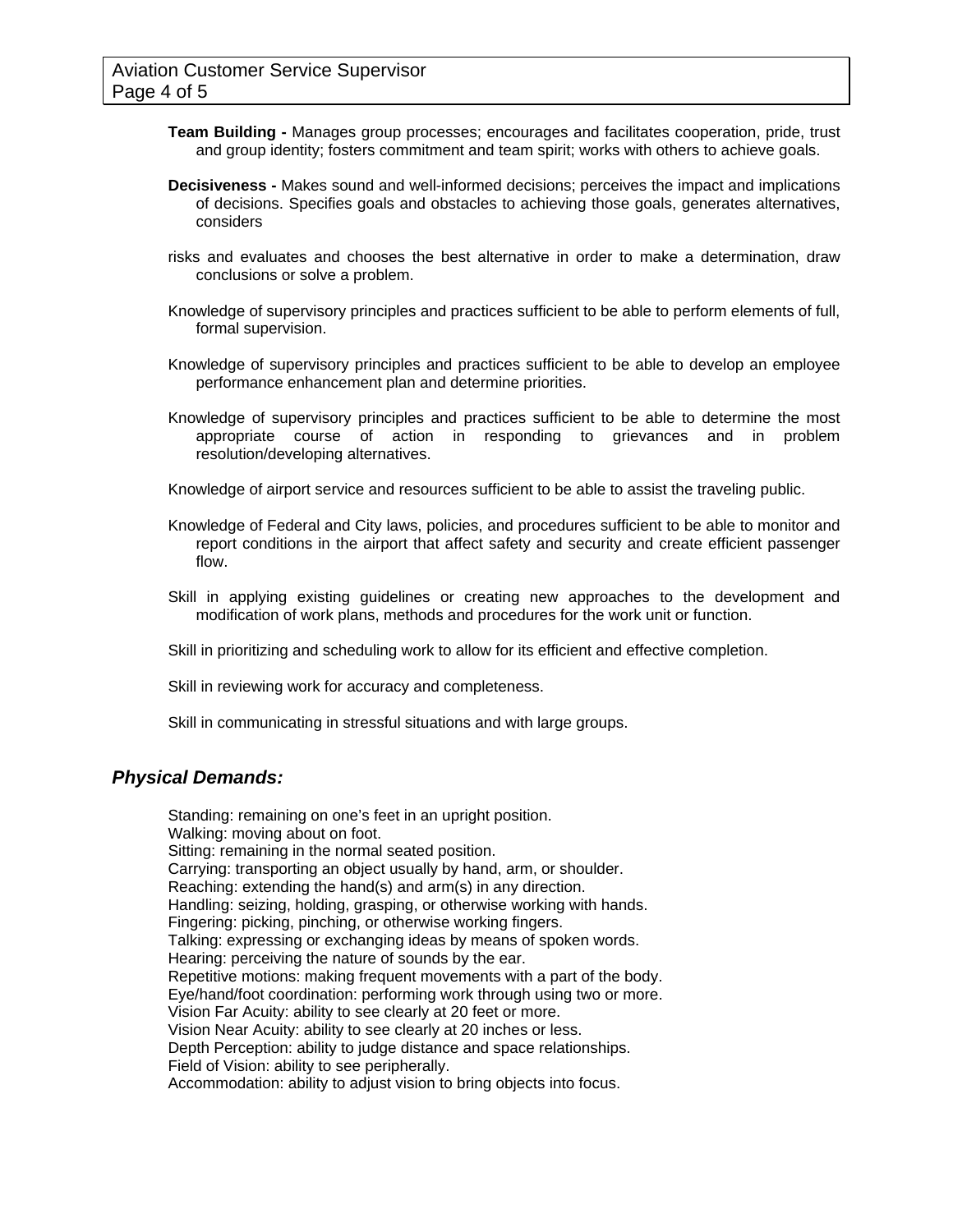**Team Building -** Manages group processes; encourages and facilitates cooperation, pride, trust and group identity; fosters commitment and team spirit; works with others to achieve goals.

**Decisiveness -** Makes sound and well-informed decisions; perceives the impact and implications of decisions. Specifies goals and obstacles to achieving those goals, generates alternatives, considers

risks and evaluates and chooses the best alternative in order to make a determination, draw conclusions or solve a problem.

Knowledge of supervisory principles and practices sufficient to be able to perform elements of full, formal supervision.

Knowledge of supervisory principles and practices sufficient to be able to develop an employee performance enhancement plan and determine priorities.

Knowledge of supervisory principles and practices sufficient to be able to determine the most appropriate course of action in responding to grievances and in problem resolution/developing alternatives.

Knowledge of airport service and resources sufficient to be able to assist the traveling public.

Knowledge of Federal and City laws, policies, and procedures sufficient to be able to monitor and report conditions in the airport that affect safety and security and create efficient passenger flow.

Skill in applying existing guidelines or creating new approaches to the development and modification of work plans, methods and procedures for the work unit or function.

Skill in prioritizing and scheduling work to allow for its efficient and effective completion.

Skill in reviewing work for accuracy and completeness.

Skill in communicating in stressful situations and with large groups.

## *Physical Demands:*

Standing: remaining on one's feet in an upright position.
Walking: moving about on foot.
Sitting: remaining in the normal seated position.
Carrying: transporting an object usually by hand, arm, or shoulder.
Reaching: extending the hand(s) and arm(s) in any direction.
Handling: seizing, holding, grasping, or otherwise working with hands.
Fingering: picking, pinching, or otherwise working fingers.
Talking: expressing or exchanging ideas by means of spoken words.
Hearing: perceiving the nature of sounds by the ear.
Repetitive motions: making frequent movements with a part of the body.
Eye/hand/foot coordination: performing work through using two or more.
Vision Far Acuity: ability to see clearly at 20 feet or more.
Vision Near Acuity: ability to see clearly at 20 inches or less.
Depth Perception: ability to judge distance and space relationships.
Field of Vision: ability to see peripherally.
Accommodation: ability to adjust vision to bring objects into focus.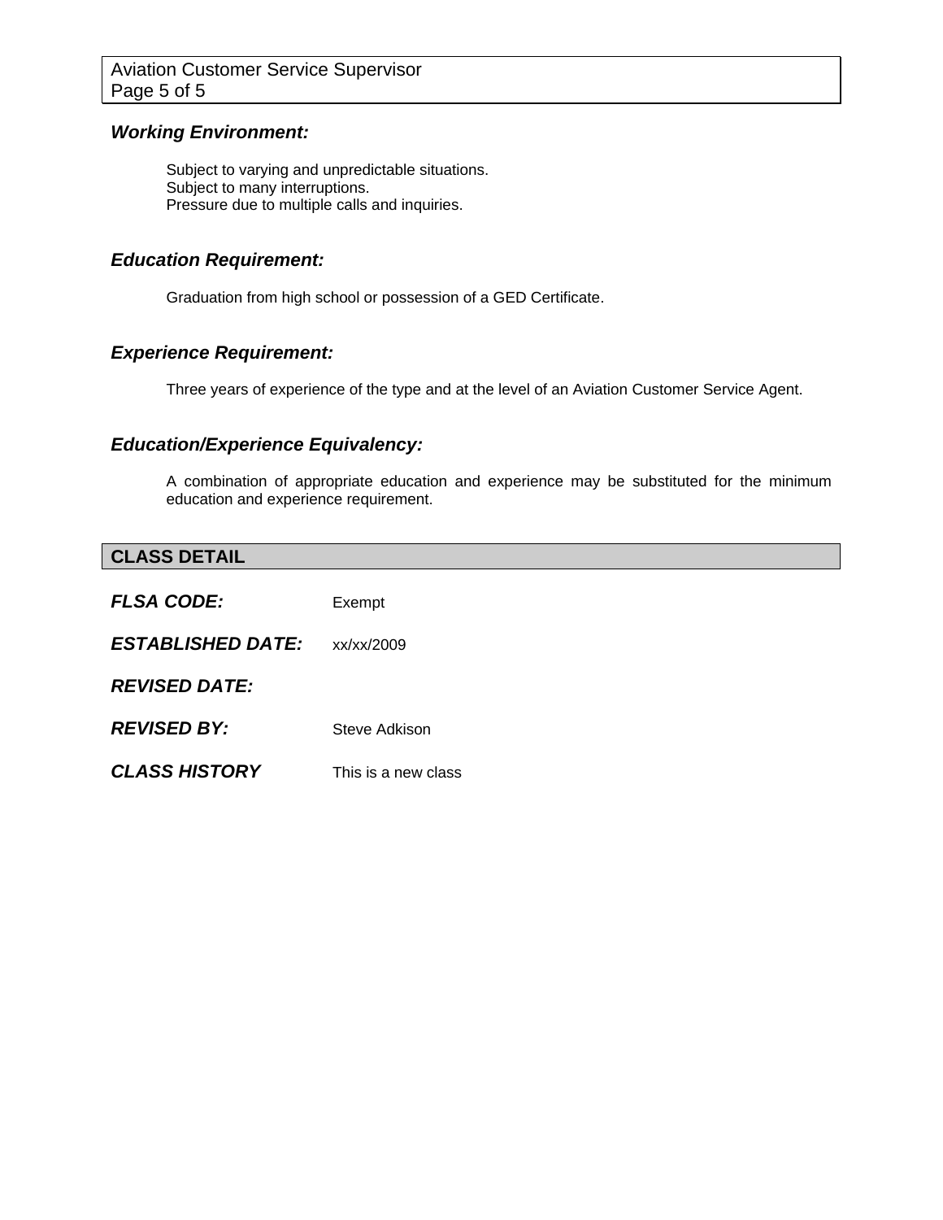### *Working Environment:*

Subject to varying and unpredictable situations.
Subject to many interruptions.
Pressure due to multiple calls and inquiries.

### *Education Requirement:*

Graduation from high school or possession of a GED Certificate.

### *Experience Requirement:*

Three years of experience of the type and at the level of an Aviation Customer Service Agent.

### *Education/Experience Equivalency:*

A combination of appropriate education and experience may be substituted for the minimum education and experience requirement.

## CLASS DETAIL

***FLSA CODE:*** Exempt

***ESTABLISHED DATE:*** xx/xx/2009

***REVISED DATE:***

***REVISED BY:*** Steve Adkison

***CLASS HISTORY*** This is a new class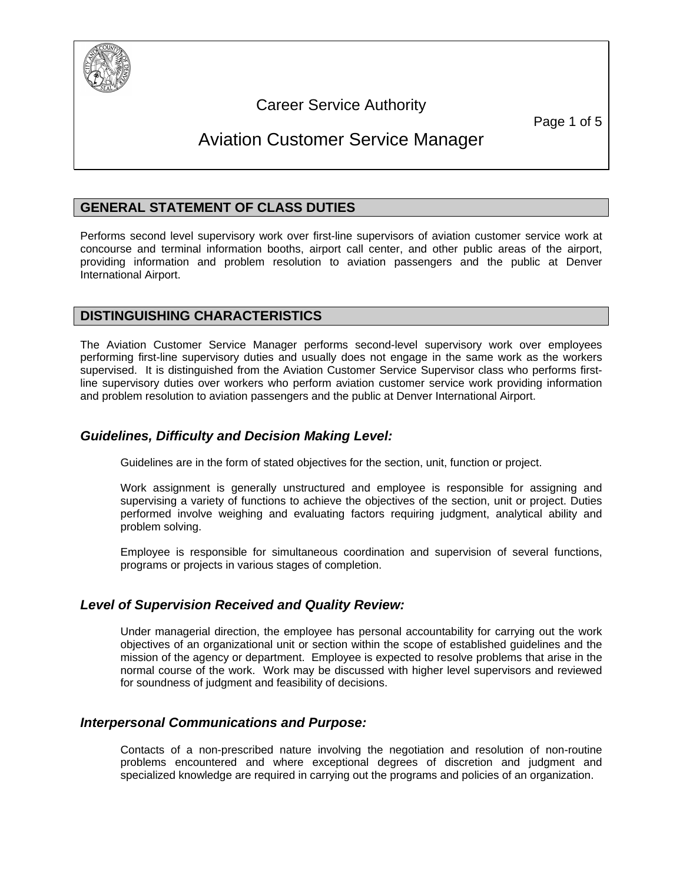Career Service Authority

# Aviation Customer Service Manager

## GENERAL STATEMENT OF CLASS DUTIES

Performs second level supervisory work over first-line supervisors of aviation customer service work at concourse and terminal information booths, airport call center, and other public areas of the airport, providing information and problem resolution to aviation passengers and the public at Denver International Airport.

## DISTINGUISHING CHARACTERISTICS

The Aviation Customer Service Manager performs second-level supervisory work over employees performing first-line supervisory duties and usually does not engage in the same work as the workers supervised. It is distinguished from the Aviation Customer Service Supervisor class who performs first-line supervisory duties over workers who perform aviation customer service work providing information and problem resolution to aviation passengers and the public at Denver International Airport.

### *Guidelines, Difficulty and Decision Making Level:*

Guidelines are in the form of stated objectives for the section, unit, function or project.

Work assignment is generally unstructured and employee is responsible for assigning and supervising a variety of functions to achieve the objectives of the section, unit or project. Duties performed involve weighing and evaluating factors requiring judgment, analytical ability and problem solving.

Employee is responsible for simultaneous coordination and supervision of several functions, programs or projects in various stages of completion.

### *Level of Supervision Received and Quality Review:*

Under managerial direction, the employee has personal accountability for carrying out the work objectives of an organizational unit or section within the scope of established guidelines and the mission of the agency or department. Employee is expected to resolve problems that arise in the normal course of the work. Work may be discussed with higher level supervisors and reviewed for soundness of judgment and feasibility of decisions.

### *Interpersonal Communications and Purpose:*

Contacts of a non-prescribed nature involving the negotiation and resolution of non-routine problems encountered and where exceptional degrees of discretion and judgment and specialized knowledge are required in carrying out the programs and policies of an organization.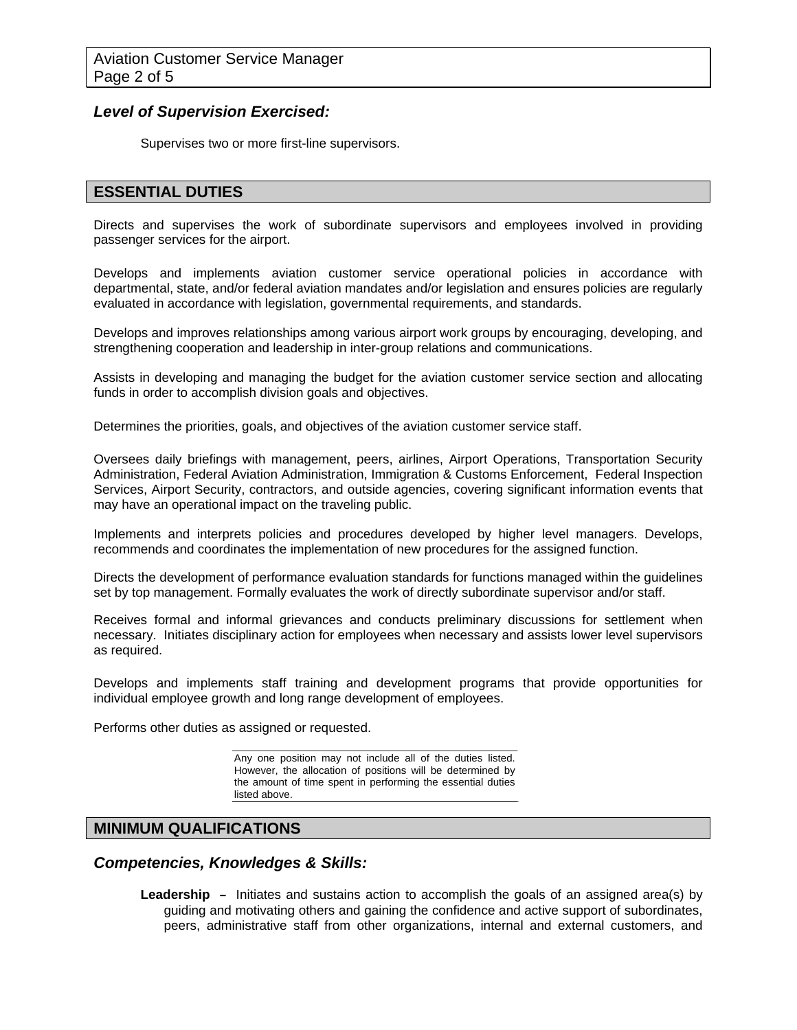### *Level of Supervision Exercised:*

Supervises two or more first-line supervisors.

## ESSENTIAL DUTIES

Directs and supervises the work of subordinate supervisors and employees involved in providing passenger services for the airport.

Develops and implements aviation customer service operational policies in accordance with departmental, state, and/or federal aviation mandates and/or legislation and ensures policies are regularly evaluated in accordance with legislation, governmental requirements, and standards.

Develops and improves relationships among various airport work groups by encouraging, developing, and strengthening cooperation and leadership in inter-group relations and communications.

Assists in developing and managing the budget for the aviation customer service section and allocating funds in order to accomplish division goals and objectives.

Determines the priorities, goals, and objectives of the aviation customer service staff.

Oversees daily briefings with management, peers, airlines, Airport Operations, Transportation Security Administration, Federal Aviation Administration, Immigration & Customs Enforcement, Federal Inspection Services, Airport Security, contractors, and outside agencies, covering significant information events that may have an operational impact on the traveling public.

Implements and interprets policies and procedures developed by higher level managers. Develops, recommends and coordinates the implementation of new procedures for the assigned function.

Directs the development of performance evaluation standards for functions managed within the guidelines set by top management. Formally evaluates the work of directly subordinate supervisor and/or staff.

Receives formal and informal grievances and conducts preliminary discussions for settlement when necessary. Initiates disciplinary action for employees when necessary and assists lower level supervisors as required.

Develops and implements staff training and development programs that provide opportunities for individual employee growth and long range development of employees.

Performs other duties as assigned or requested.

Any one position may not include all of the duties listed. However, the allocation of positions will be determined by the amount of time spent in performing the essential duties listed above.

## MINIMUM QUALIFICATIONS

### *Competencies, Knowledges & Skills:*

**Leadership –** Initiates and sustains action to accomplish the goals of an assigned area(s) by guiding and motivating others and gaining the confidence and active support of subordinates, peers, administrative staff from other organizations, internal and external customers, and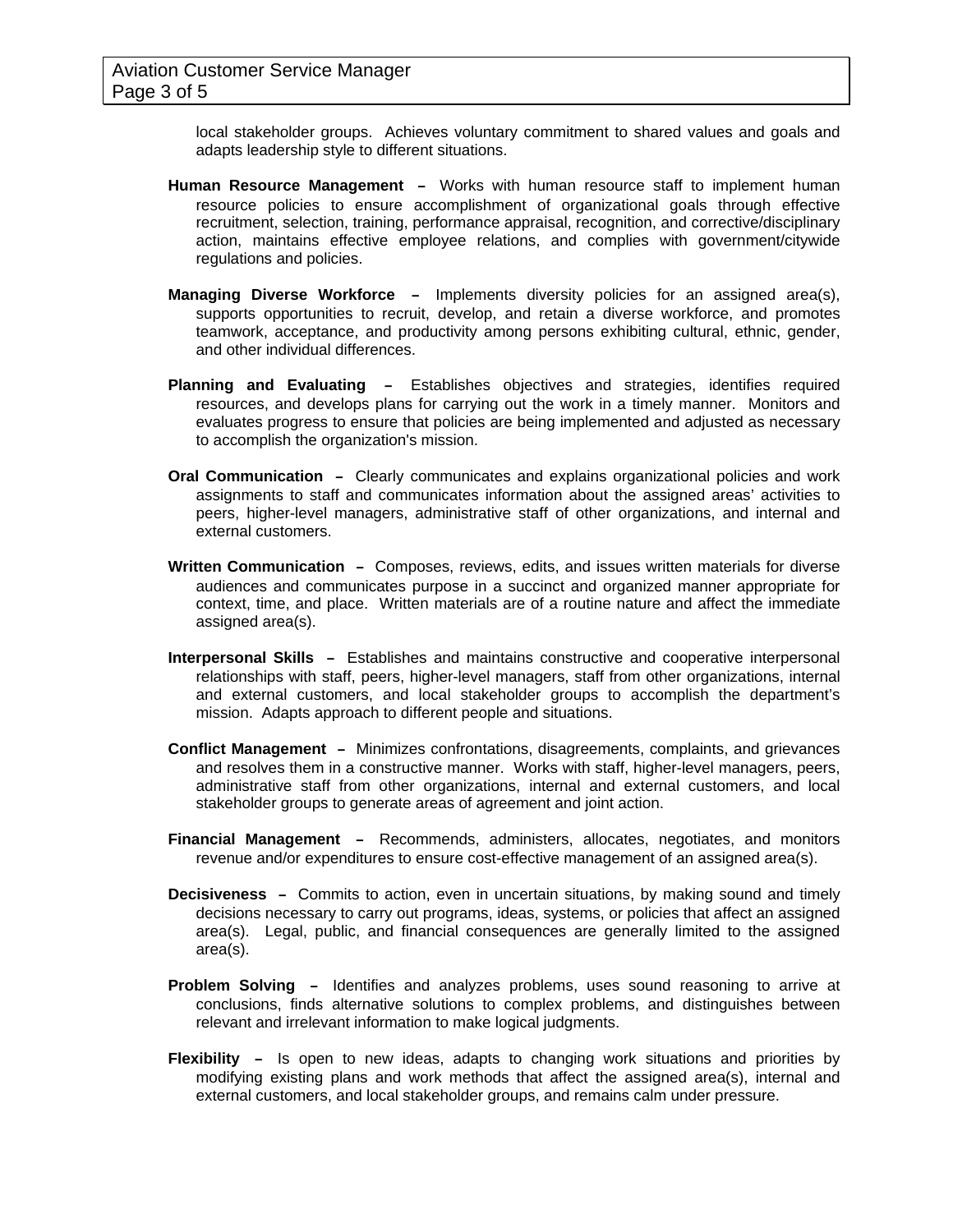local stakeholder groups. Achieves voluntary commitment to shared values and goals and adapts leadership style to different situations.

**Human Resource Management –** Works with human resource staff to implement human resource policies to ensure accomplishment of organizational goals through effective recruitment, selection, training, performance appraisal, recognition, and corrective/disciplinary action, maintains effective employee relations, and complies with government/citywide regulations and policies.

**Managing Diverse Workforce –** Implements diversity policies for an assigned area(s), supports opportunities to recruit, develop, and retain a diverse workforce, and promotes teamwork, acceptance, and productivity among persons exhibiting cultural, ethnic, gender, and other individual differences.

**Planning and Evaluating –** Establishes objectives and strategies, identifies required resources, and develops plans for carrying out the work in a timely manner. Monitors and evaluates progress to ensure that policies are being implemented and adjusted as necessary to accomplish the organization's mission.

**Oral Communication –** Clearly communicates and explains organizational policies and work assignments to staff and communicates information about the assigned areas' activities to peers, higher-level managers, administrative staff of other organizations, and internal and external customers.

**Written Communication –** Composes, reviews, edits, and issues written materials for diverse audiences and communicates purpose in a succinct and organized manner appropriate for context, time, and place. Written materials are of a routine nature and affect the immediate assigned area(s).

**Interpersonal Skills –** Establishes and maintains constructive and cooperative interpersonal relationships with staff, peers, higher-level managers, staff from other organizations, internal and external customers, and local stakeholder groups to accomplish the department's mission. Adapts approach to different people and situations.

**Conflict Management –** Minimizes confrontations, disagreements, complaints, and grievances and resolves them in a constructive manner. Works with staff, higher-level managers, peers, administrative staff from other organizations, internal and external customers, and local stakeholder groups to generate areas of agreement and joint action.

**Financial Management –** Recommends, administers, allocates, negotiates, and monitors revenue and/or expenditures to ensure cost-effective management of an assigned area(s).

**Decisiveness –** Commits to action, even in uncertain situations, by making sound and timely decisions necessary to carry out programs, ideas, systems, or policies that affect an assigned area(s). Legal, public, and financial consequences are generally limited to the assigned area(s).

**Problem Solving –** Identifies and analyzes problems, uses sound reasoning to arrive at conclusions, finds alternative solutions to complex problems, and distinguishes between relevant and irrelevant information to make logical judgments.

**Flexibility –** Is open to new ideas, adapts to changing work situations and priorities by modifying existing plans and work methods that affect the assigned area(s), internal and external customers, and local stakeholder groups, and remains calm under pressure.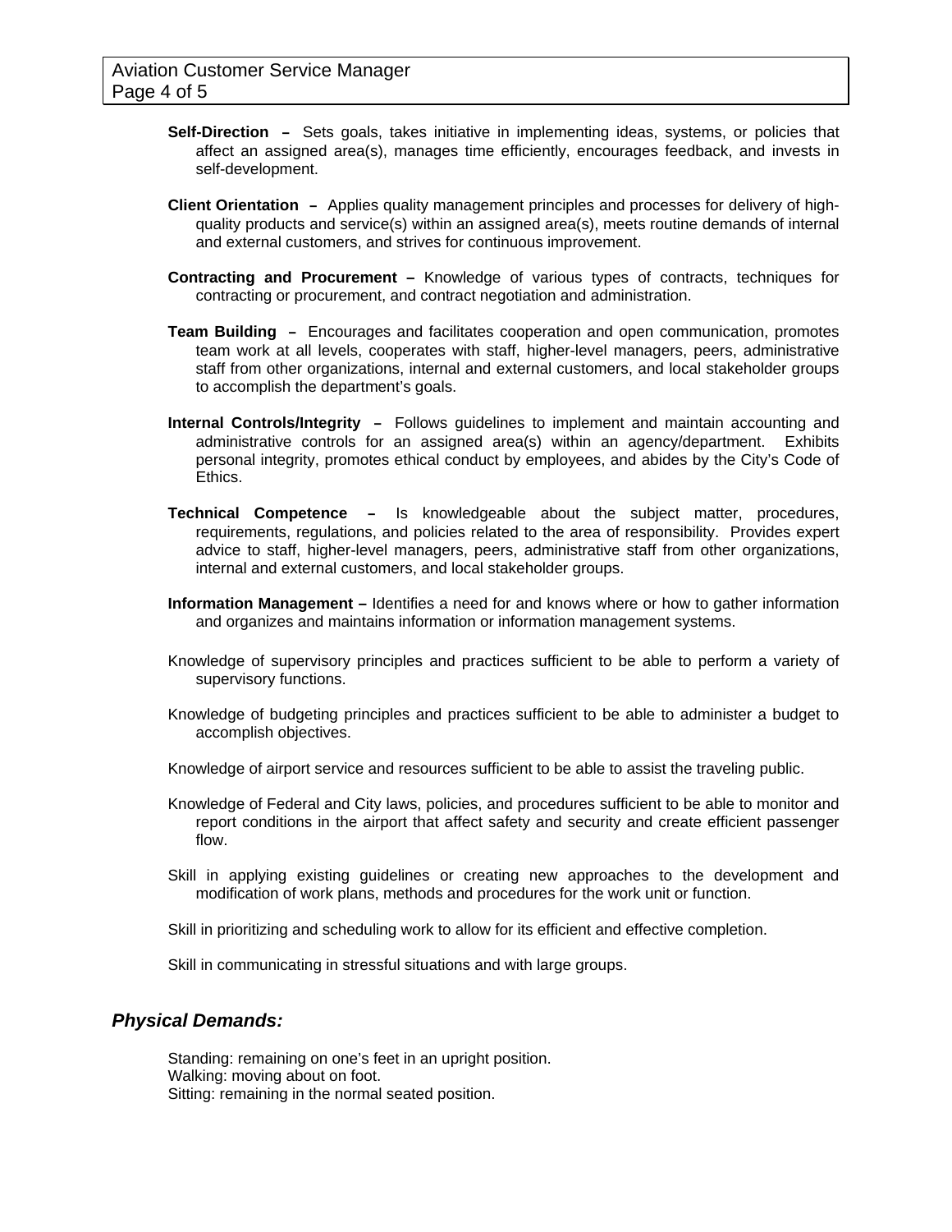**Self-Direction** – Sets goals, takes initiative in implementing ideas, systems, or policies that affect an assigned area(s), manages time efficiently, encourages feedback, and invests in self-development.

**Client Orientation** – Applies quality management principles and processes for delivery of high-quality products and service(s) within an assigned area(s), meets routine demands of internal and external customers, and strives for continuous improvement.

**Contracting and Procurement** – Knowledge of various types of contracts, techniques for contracting or procurement, and contract negotiation and administration.

**Team Building** – Encourages and facilitates cooperation and open communication, promotes team work at all levels, cooperates with staff, higher-level managers, peers, administrative staff from other organizations, internal and external customers, and local stakeholder groups to accomplish the department's goals.

**Internal Controls/Integrity** – Follows guidelines to implement and maintain accounting and administrative controls for an assigned area(s) within an agency/department. Exhibits personal integrity, promotes ethical conduct by employees, and abides by the City's Code of Ethics.

**Technical Competence** – Is knowledgeable about the subject matter, procedures, requirements, regulations, and policies related to the area of responsibility. Provides expert advice to staff, higher-level managers, peers, administrative staff from other organizations, internal and external customers, and local stakeholder groups.

**Information Management** – Identifies a need for and knows where or how to gather information and organizes and maintains information or information management systems.

Knowledge of supervisory principles and practices sufficient to be able to perform a variety of supervisory functions.

Knowledge of budgeting principles and practices sufficient to be able to administer a budget to accomplish objectives.

Knowledge of airport service and resources sufficient to be able to assist the traveling public.

Knowledge of Federal and City laws, policies, and procedures sufficient to be able to monitor and report conditions in the airport that affect safety and security and create efficient passenger flow.

Skill in applying existing guidelines or creating new approaches to the development and modification of work plans, methods and procedures for the work unit or function.

Skill in prioritizing and scheduling work to allow for its efficient and effective completion.

Skill in communicating in stressful situations and with large groups.

## ***Physical Demands:***

Standing: remaining on one's feet in an upright position.
Walking: moving about on foot.
Sitting: remaining in the normal seated position.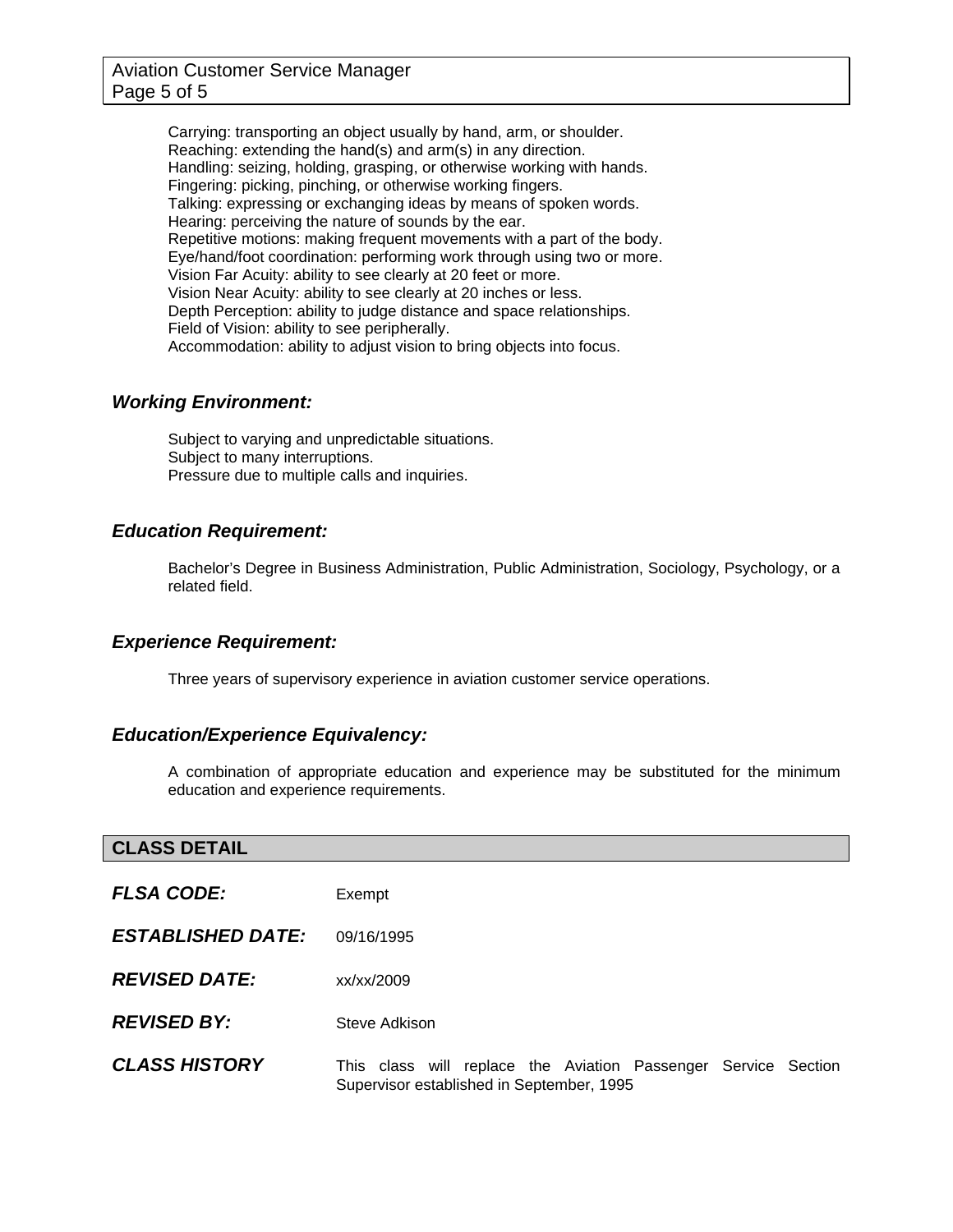Carrying: transporting an object usually by hand, arm, or shoulder.
Reaching: extending the hand(s) and arm(s) in any direction.
Handling: seizing, holding, grasping, or otherwise working with hands.
Fingering: picking, pinching, or otherwise working fingers.
Talking: expressing or exchanging ideas by means of spoken words.
Hearing: perceiving the nature of sounds by the ear.
Repetitive motions: making frequent movements with a part of the body.
Eye/hand/foot coordination: performing work through using two or more.
Vision Far Acuity: ability to see clearly at 20 feet or more.
Vision Near Acuity: ability to see clearly at 20 inches or less.
Depth Perception: ability to judge distance and space relationships.
Field of Vision: ability to see peripherally.
Accommodation: ability to adjust vision to bring objects into focus.

### *Working Environment:*

Subject to varying and unpredictable situations.
Subject to many interruptions.
Pressure due to multiple calls and inquiries.

### *Education Requirement:*

Bachelor's Degree in Business Administration, Public Administration, Sociology, Psychology, or a related field.

### *Experience Requirement:*

Three years of supervisory experience in aviation customer service operations.

### *Education/Experience Equivalency:*

A combination of appropriate education and experience may be substituted for the minimum education and experience requirements.

## CLASS DETAIL

***FLSA CODE:*** Exempt

***ESTABLISHED DATE:*** 09/16/1995

***REVISED DATE:*** xx/xx/2009

***REVISED BY:*** Steve Adkison

***CLASS HISTORY*** This class will replace the Aviation Passenger Service Section Supervisor established in September, 1995